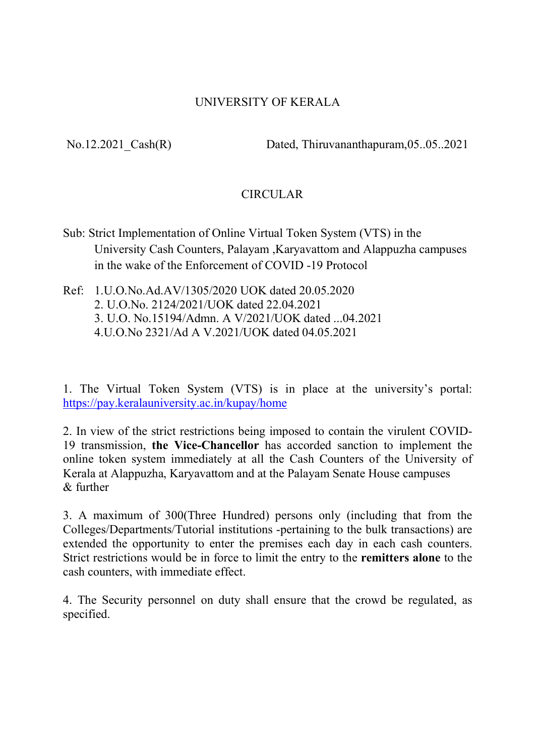# UNIVERSITY OF KERALA

No.12.2021_Cash(R) Dated, Thiruvananthapuram,05..05..2021

## CIRCULAR

Sub: Strict Implementation of Online Virtual Token System (VTS) in the University Cash Counters, Palayam ,Karyavattom and Alappuzha campuses in the wake of the Enforcement of COVID -19 Protocol

Ref: 1.U.O.No.Ad.AV/1305/2020 UOK dated 20.05.2020
2. U.O.No. 2124/2021/UOK dated 22.04.2021
3. U.O. No.15194/Admn. A V/2021/UOK dated ...04.2021
4.U.O.No 2321/Ad A V.2021/UOK dated 04.05.2021

1. The Virtual Token System (VTS) is in place at the university's portal: https://pay.keralauniversity.ac.in/kupay/home

2. In view of the strict restrictions being imposed to contain the virulent COVID-19 transmission, **the Vice-Chancellor** has accorded sanction to implement the online token system immediately at all the Cash Counters of the University of Kerala at Alappuzha, Karyavattom and at the Palayam Senate House campuses & further

3. A maximum of 300(Three Hundred) persons only (including that from the Colleges/Departments/Tutorial institutions -pertaining to the bulk transactions) are extended the opportunity to enter the premises each day in each cash counters. Strict restrictions would be in force to limit the entry to the **remitters alone** to the cash counters, with immediate effect.

4. The Security personnel on duty shall ensure that the crowd be regulated, as specified.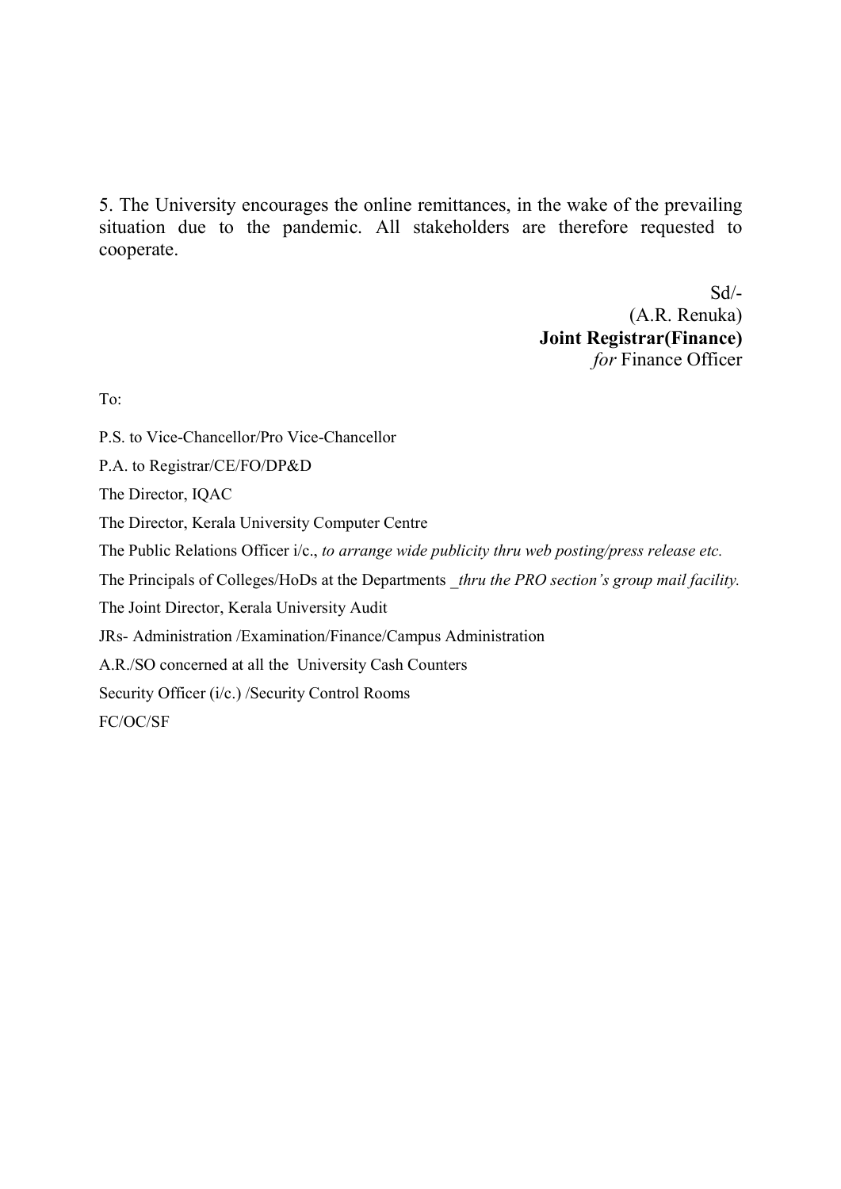5. The University encourages the online remittances, in the wake of the prevailing situation due to the pandemic. All stakeholders are therefore requested to cooperate.

Sd/-
(A.R. Renuka)
**Joint Registrar(Finance)**
*for* Finance Officer

To:

P.S. to Vice-Chancellor/Pro Vice-Chancellor

P.A. to Registrar/CE/FO/DP&D

The Director, IQAC

The Director, Kerala University Computer Centre

The Public Relations Officer i/c., *to arrange wide publicity thru web posting/press release etc.*

The Principals of Colleges/HoDs at the Departments *_thru the PRO section's group mail facility.*

The Joint Director, Kerala University Audit

JRs- Administration /Examination/Finance/Campus Administration

A.R./SO concerned at all the University Cash Counters

Security Officer (i/c.) /Security Control Rooms

FC/OC/SF